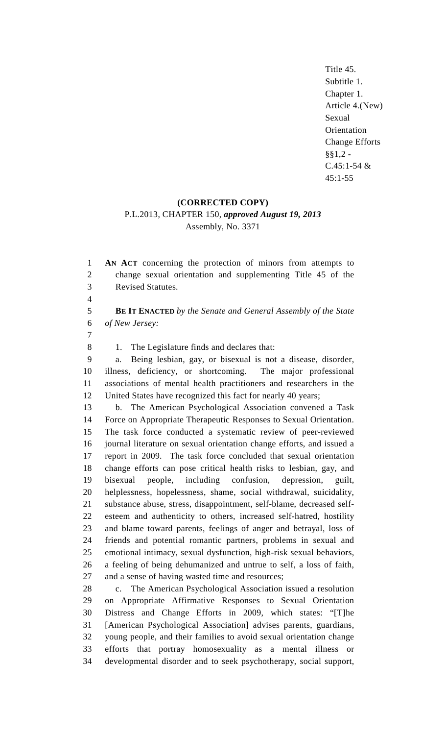Title 45.
Subtitle 1.
Chapter 1.
Article 4.(New)
Sexual
Orientation
Change Efforts
§§1,2 -
C.45:1-54 &
45:1-55

**(CORRECTED COPY)**

P.L.2013, CHAPTER 150, ***approved August 19, 2013***

Assembly, No. 3371

**AN ACT** concerning the protection of minors from attempts to change sexual orientation and supplementing Title 45 of the Revised Statutes.

**BE IT ENACTED** *by the Senate and General Assembly of the State of New Jersey:*

1. The Legislature finds and declares that:

a. Being lesbian, gay, or bisexual is not a disease, disorder, illness, deficiency, or shortcoming. The major professional associations of mental health practitioners and researchers in the United States have recognized this fact for nearly 40 years;

b. The American Psychological Association convened a Task Force on Appropriate Therapeutic Responses to Sexual Orientation. The task force conducted a systematic review of peer-reviewed journal literature on sexual orientation change efforts, and issued a report in 2009. The task force concluded that sexual orientation change efforts can pose critical health risks to lesbian, gay, and bisexual people, including confusion, depression, guilt, helplessness, hopelessness, shame, social withdrawal, suicidality, substance abuse, stress, disappointment, self-blame, decreased self-esteem and authenticity to others, increased self-hatred, hostility and blame toward parents, feelings of anger and betrayal, loss of friends and potential romantic partners, problems in sexual and emotional intimacy, sexual dysfunction, high-risk sexual behaviors, a feeling of being dehumanized and untrue to self, a loss of faith, and a sense of having wasted time and resources;

c. The American Psychological Association issued a resolution on Appropriate Affirmative Responses to Sexual Orientation Distress and Change Efforts in 2009, which states: "[T]he [American Psychological Association] advises parents, guardians, young people, and their families to avoid sexual orientation change efforts that portray homosexuality as a mental illness or developmental disorder and to seek psychotherapy, social support,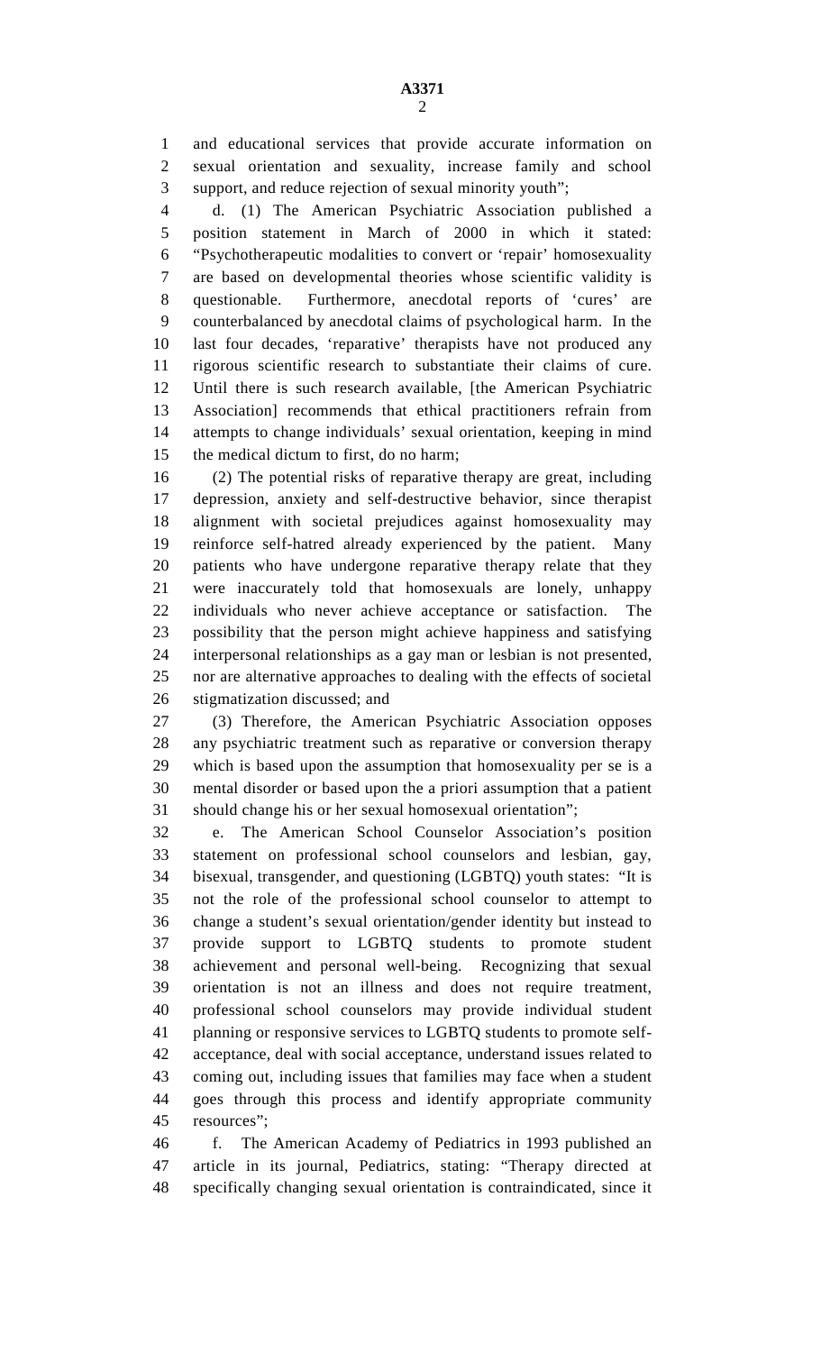and educational services that provide accurate information on sexual orientation and sexuality, increase family and school support, and reduce rejection of sexual minority youth";

d. (1) The American Psychiatric Association published a position statement in March of 2000 in which it stated: "Psychotherapeutic modalities to convert or 'repair' homosexuality are based on developmental theories whose scientific validity is questionable. Furthermore, anecdotal reports of 'cures' are counterbalanced by anecdotal claims of psychological harm. In the last four decades, 'reparative' therapists have not produced any rigorous scientific research to substantiate their claims of cure. Until there is such research available, [the American Psychiatric Association] recommends that ethical practitioners refrain from attempts to change individuals' sexual orientation, keeping in mind the medical dictum to first, do no harm;

(2) The potential risks of reparative therapy are great, including depression, anxiety and self-destructive behavior, since therapist alignment with societal prejudices against homosexuality may reinforce self-hatred already experienced by the patient. Many patients who have undergone reparative therapy relate that they were inaccurately told that homosexuals are lonely, unhappy individuals who never achieve acceptance or satisfaction. The possibility that the person might achieve happiness and satisfying interpersonal relationships as a gay man or lesbian is not presented, nor are alternative approaches to dealing with the effects of societal stigmatization discussed; and

(3) Therefore, the American Psychiatric Association opposes any psychiatric treatment such as reparative or conversion therapy which is based upon the assumption that homosexuality per se is a mental disorder or based upon the a priori assumption that a patient should change his or her sexual homosexual orientation";

e. The American School Counselor Association's position statement on professional school counselors and lesbian, gay, bisexual, transgender, and questioning (LGBTQ) youth states: "It is not the role of the professional school counselor to attempt to change a student's sexual orientation/gender identity but instead to provide support to LGBTQ students to promote student achievement and personal well-being. Recognizing that sexual orientation is not an illness and does not require treatment, professional school counselors may provide individual student planning or responsive services to LGBTQ students to promote self-acceptance, deal with social acceptance, understand issues related to coming out, including issues that families may face when a student goes through this process and identify appropriate community resources";

f. The American Academy of Pediatrics in 1993 published an article in its journal, Pediatrics, stating: "Therapy directed at specifically changing sexual orientation is contraindicated, since it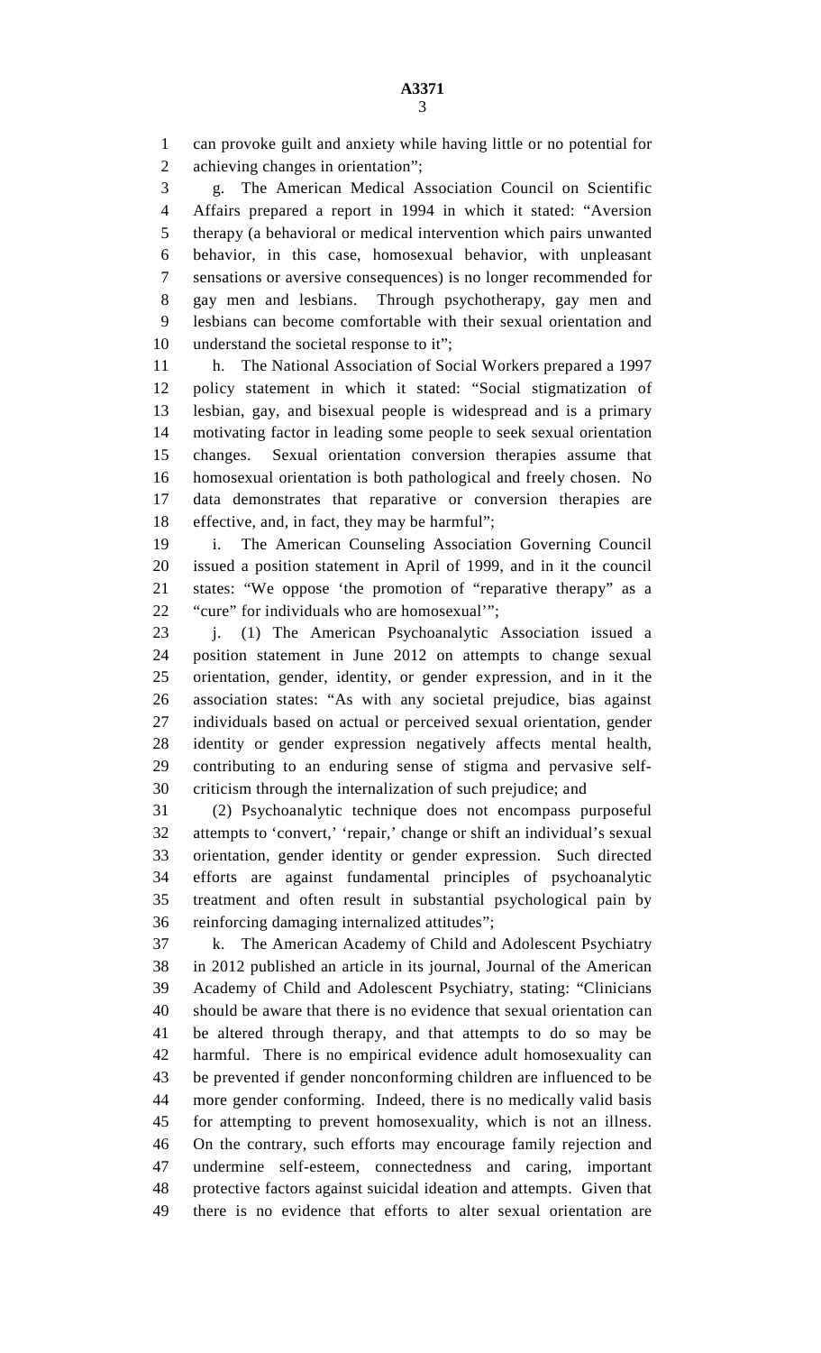can provoke guilt and anxiety while having little or no potential for achieving changes in orientation";

g. The American Medical Association Council on Scientific Affairs prepared a report in 1994 in which it stated: "Aversion therapy (a behavioral or medical intervention which pairs unwanted behavior, in this case, homosexual behavior, with unpleasant sensations or aversive consequences) is no longer recommended for gay men and lesbians. Through psychotherapy, gay men and lesbians can become comfortable with their sexual orientation and understand the societal response to it";

h. The National Association of Social Workers prepared a 1997 policy statement in which it stated: "Social stigmatization of lesbian, gay, and bisexual people is widespread and is a primary motivating factor in leading some people to seek sexual orientation changes. Sexual orientation conversion therapies assume that homosexual orientation is both pathological and freely chosen. No data demonstrates that reparative or conversion therapies are effective, and, in fact, they may be harmful";

i. The American Counseling Association Governing Council issued a position statement in April of 1999, and in it the council states: "We oppose 'the promotion of "reparative therapy" as a "cure" for individuals who are homosexual'";

j. (1) The American Psychoanalytic Association issued a position statement in June 2012 on attempts to change sexual orientation, gender, identity, or gender expression, and in it the association states: "As with any societal prejudice, bias against individuals based on actual or perceived sexual orientation, gender identity or gender expression negatively affects mental health, contributing to an enduring sense of stigma and pervasive self-criticism through the internalization of such prejudice; and

(2) Psychoanalytic technique does not encompass purposeful attempts to 'convert,' 'repair,' change or shift an individual's sexual orientation, gender identity or gender expression. Such directed efforts are against fundamental principles of psychoanalytic treatment and often result in substantial psychological pain by reinforcing damaging internalized attitudes";

k. The American Academy of Child and Adolescent Psychiatry in 2012 published an article in its journal, Journal of the American Academy of Child and Adolescent Psychiatry, stating: "Clinicians should be aware that there is no evidence that sexual orientation can be altered through therapy, and that attempts to do so may be harmful. There is no empirical evidence adult homosexuality can be prevented if gender nonconforming children are influenced to be more gender conforming. Indeed, there is no medically valid basis for attempting to prevent homosexuality, which is not an illness. On the contrary, such efforts may encourage family rejection and undermine self-esteem, connectedness and caring, important protective factors against suicidal ideation and attempts. Given that there is no evidence that efforts to alter sexual orientation are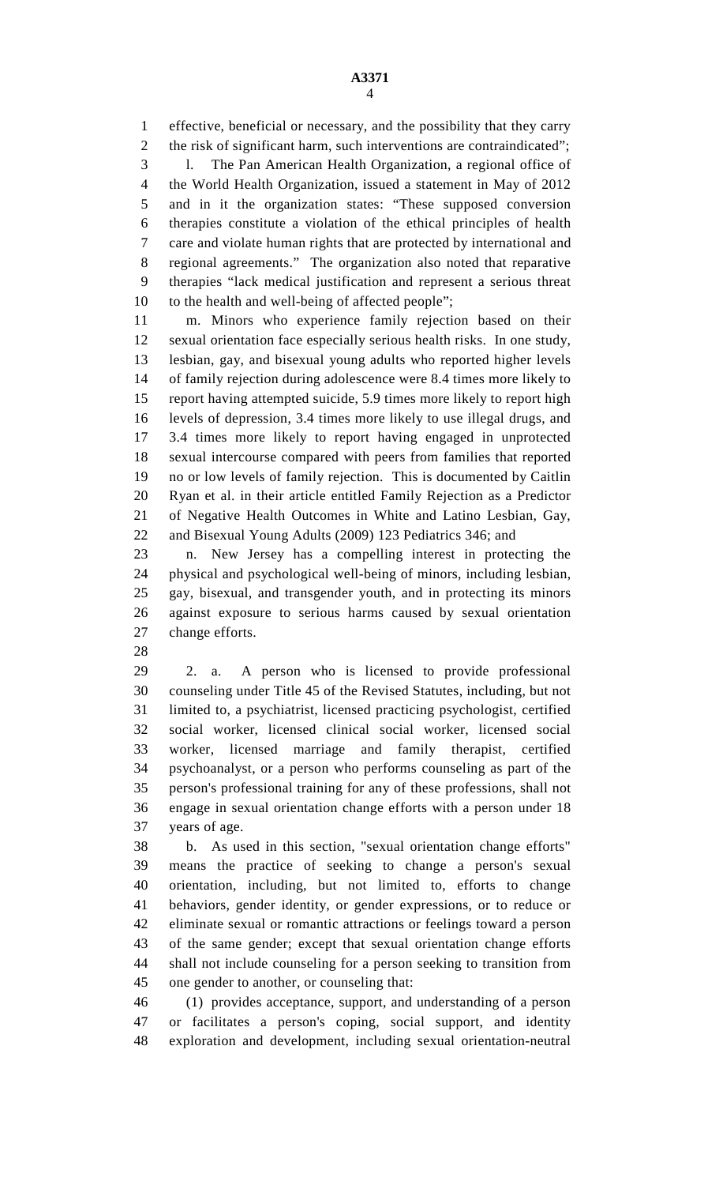effective, beneficial or necessary, and the possibility that they carry the risk of significant harm, such interventions are contraindicated";

l. The Pan American Health Organization, a regional office of the World Health Organization, issued a statement in May of 2012 and in it the organization states: "These supposed conversion therapies constitute a violation of the ethical principles of health care and violate human rights that are protected by international and regional agreements." The organization also noted that reparative therapies "lack medical justification and represent a serious threat to the health and well-being of affected people";

m. Minors who experience family rejection based on their sexual orientation face especially serious health risks. In one study, lesbian, gay, and bisexual young adults who reported higher levels of family rejection during adolescence were 8.4 times more likely to report having attempted suicide, 5.9 times more likely to report high levels of depression, 3.4 times more likely to use illegal drugs, and 3.4 times more likely to report having engaged in unprotected sexual intercourse compared with peers from families that reported no or low levels of family rejection. This is documented by Caitlin Ryan et al. in their article entitled Family Rejection as a Predictor of Negative Health Outcomes in White and Latino Lesbian, Gay, and Bisexual Young Adults (2009) 123 Pediatrics 346; and

n. New Jersey has a compelling interest in protecting the physical and psychological well-being of minors, including lesbian, gay, bisexual, and transgender youth, and in protecting its minors against exposure to serious harms caused by sexual orientation change efforts.

2. a. A person who is licensed to provide professional counseling under Title 45 of the Revised Statutes, including, but not limited to, a psychiatrist, licensed practicing psychologist, certified social worker, licensed clinical social worker, licensed social worker, licensed marriage and family therapist, certified psychoanalyst, or a person who performs counseling as part of the person's professional training for any of these professions, shall not engage in sexual orientation change efforts with a person under 18 years of age.

b. As used in this section, "sexual orientation change efforts" means the practice of seeking to change a person's sexual orientation, including, but not limited to, efforts to change behaviors, gender identity, or gender expressions, or to reduce or eliminate sexual or romantic attractions or feelings toward a person of the same gender; except that sexual orientation change efforts shall not include counseling for a person seeking to transition from one gender to another, or counseling that:

(1) provides acceptance, support, and understanding of a person or facilitates a person's coping, social support, and identity exploration and development, including sexual orientation-neutral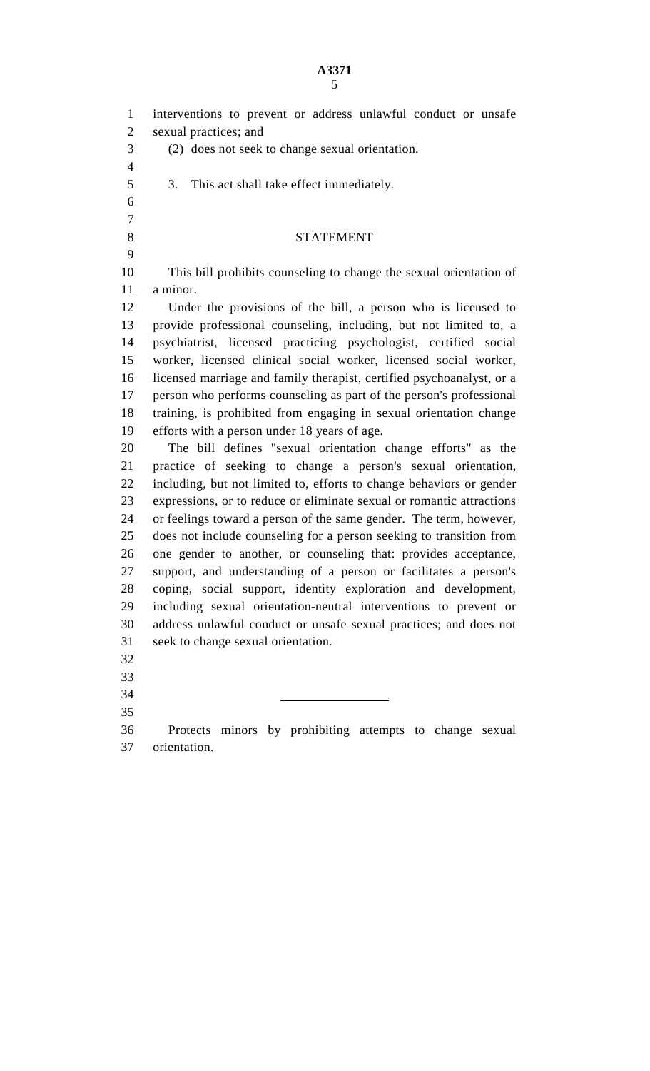interventions to prevent or address unlawful conduct or unsafe sexual practices; and

(2) does not seek to change sexual orientation.

3. This act shall take effect immediately.

## STATEMENT

This bill prohibits counseling to change the sexual orientation of a minor.

Under the provisions of the bill, a person who is licensed to provide professional counseling, including, but not limited to, a psychiatrist, licensed practicing psychologist, certified social worker, licensed clinical social worker, licensed social worker, licensed marriage and family therapist, certified psychoanalyst, or a person who performs counseling as part of the person's professional training, is prohibited from engaging in sexual orientation change efforts with a person under 18 years of age.

The bill defines "sexual orientation change efforts" as the practice of seeking to change a person's sexual orientation, including, but not limited to, efforts to change behaviors or gender expressions, or to reduce or eliminate sexual or romantic attractions or feelings toward a person of the same gender. The term, however, does not include counseling for a person seeking to transition from one gender to another, or counseling that: provides acceptance, support, and understanding of a person or facilitates a person's coping, social support, identity exploration and development, including sexual orientation-neutral interventions to prevent or address unlawful conduct or unsafe sexual practices; and does not seek to change sexual orientation.

---

Protects minors by prohibiting attempts to change sexual orientation.